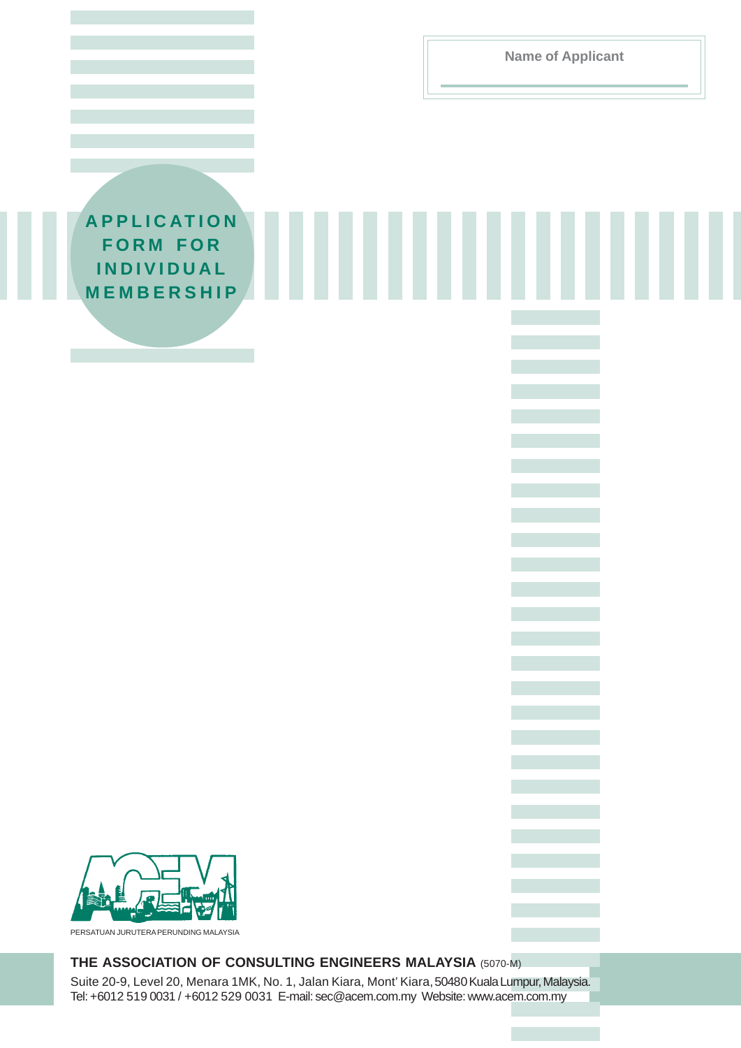**Name of Applicant**

# APPLICATION FORM FOR INDIVIDUAL MEMBERSHIP

PERSATUAN JURUTERA PERUNDING MALAYSIA

**THE ASSOCIATION OF CONSULTING ENGINEERS MALAYSIA** (5070-M)

Suite 20-9, Level 20, Menara 1MK, No. 1, Jalan Kiara, Mont' Kiara, 50480 Kuala Lumpur, Malaysia.
Tel: +6012 519 0031 / +6012 529 0031 E-mail: sec@acem.com.my Website: www.acem.com.my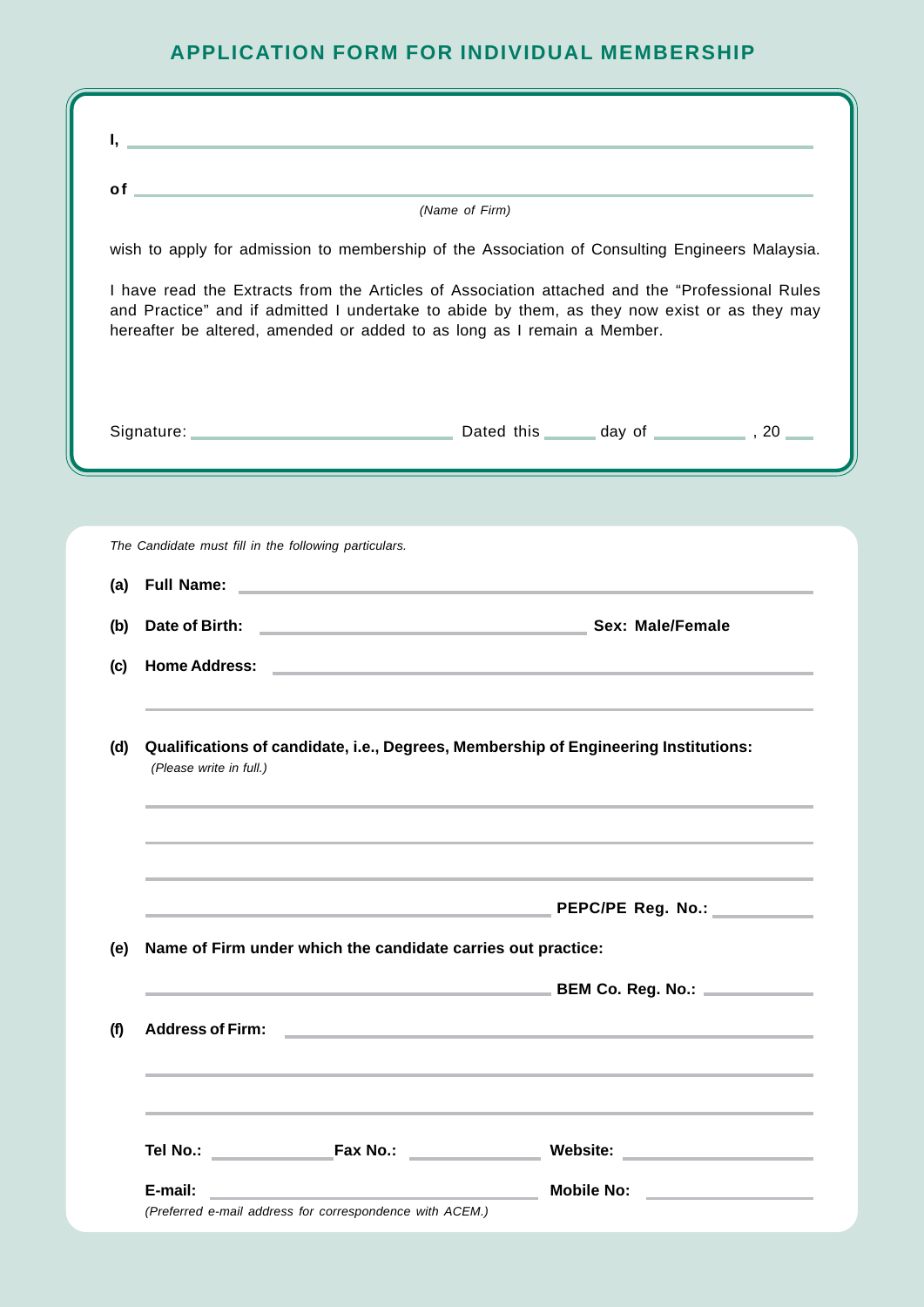# APPLICATION FORM FOR INDIVIDUAL MEMBERSHIP

**I,** ______________________________________________

**of** ______________________________________________

*(Name of Firm)*

wish to apply for admission to membership of the Association of Consulting Engineers Malaysia.

I have read the Extracts from the Articles of Association attached and the "Professional Rules and Practice" and if admitted I undertake to abide by them, as they now exist or as they may hereafter be altered, amended or added to as long as I remain a Member.

Signature: ____________________ Dated this ______ day of __________ , 20 ____

---

*The Candidate must fill in the following particulars.*

**(a) Full Name:** ______________________________________________

**(b) Date of Birth:** ____________________ **Sex: Male/Female**

**(c) Home Address:** ______________________________________________

______________________________________________

**(d) Qualifications of candidate, i.e., Degrees, Membership of Engineering Institutions:**
*(Please write in full.)*

______________________________________________

______________________________________________

______________________________________________

____________________ **PEPC/PE Reg. No.:** __________

**(e) Name of Firm under which the candidate carries out practice:**

____________________ **BEM Co. Reg. No.:** __________

**(f) Address of Firm:** ______________________________________________

______________________________________________

______________________________________________

**Tel No.:** __________ **Fax No.:** __________ **Website:** __________

**E-mail:** ____________________ **Mobile No:** __________
*(Preferred e-mail address for correspondence with ACEM.)*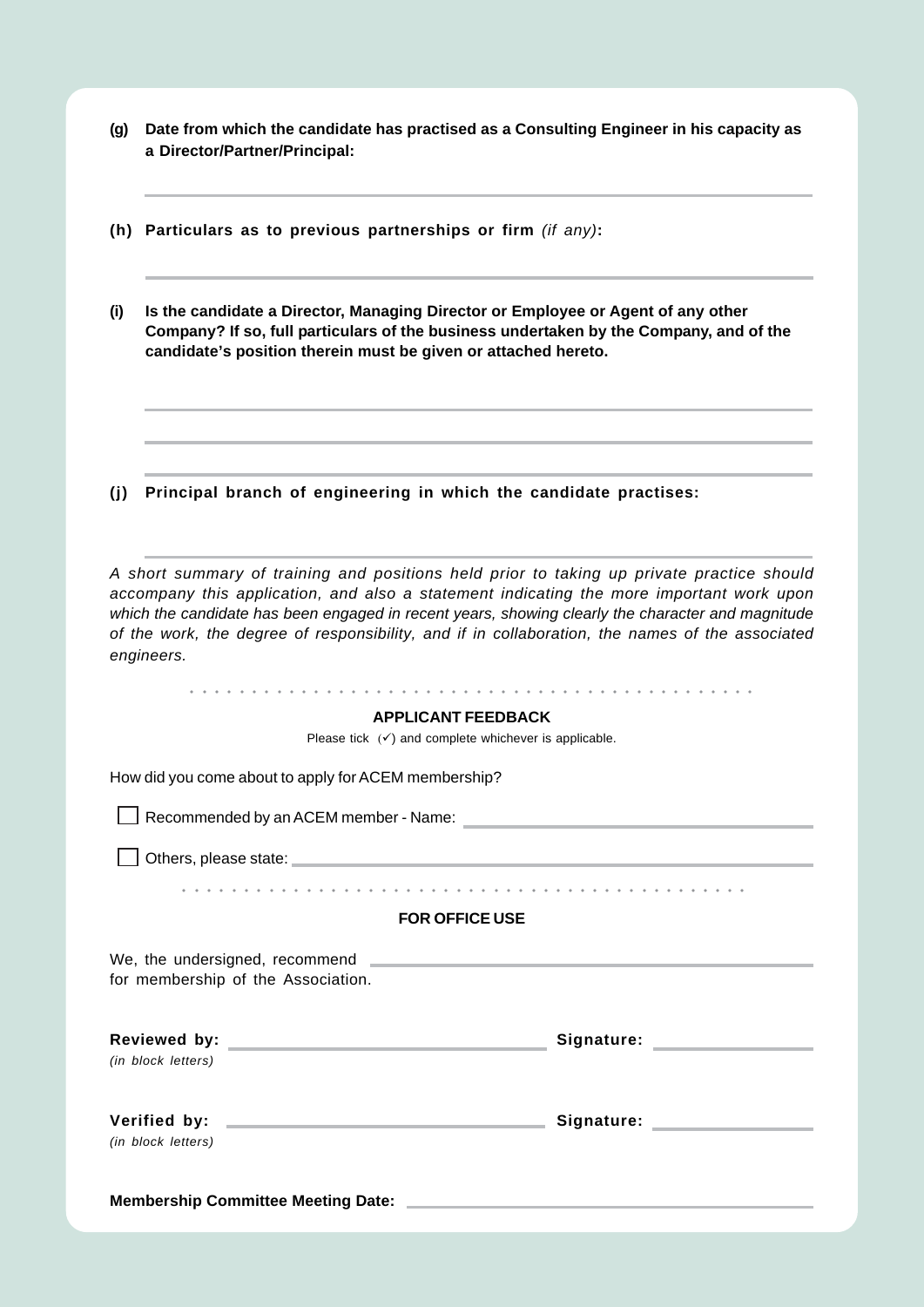**(g)** **Date from which the candidate has practised as a Consulting Engineer in his capacity as a Director/Partner/Principal:**

______________________________

**(h)** **Particulars as to previous partnerships or firm** *(if any)***:**

______________________________

**(i)** **Is the candidate a Director, Managing Director or Employee or Agent of any other Company? If so, full particulars of the business undertaken by the Company, and of the candidate's position therein must be given or attached hereto.**

______________________________

______________________________

______________________________

**(j)** **Principal branch of engineering in which the candidate practises:**

______________________________

*A short summary of training and positions held prior to taking up private practice should accompany this application, and also a statement indicating the more important work upon which the candidate has been engaged in recent years, showing clearly the character and magnitude of the work, the degree of responsibility, and if in collaboration, the names of the associated engineers.*

## APPLICANT FEEDBACK

Please tick (✓) and complete whichever is applicable.

How did you come about to apply for ACEM membership?

☐ Recommended by an ACEM member - Name: ______________________________

☐ Others, please state: ______________________________

## FOR OFFICE USE

We, the undersigned, recommend ______________________________ for membership of the Association.

**Reviewed by:** ______________________________ **Signature:** ______________
*(in block letters)*

**Verified by:** ______________________________ **Signature:** ______________
*(in block letters)*

**Membership Committee Meeting Date:** ______________________________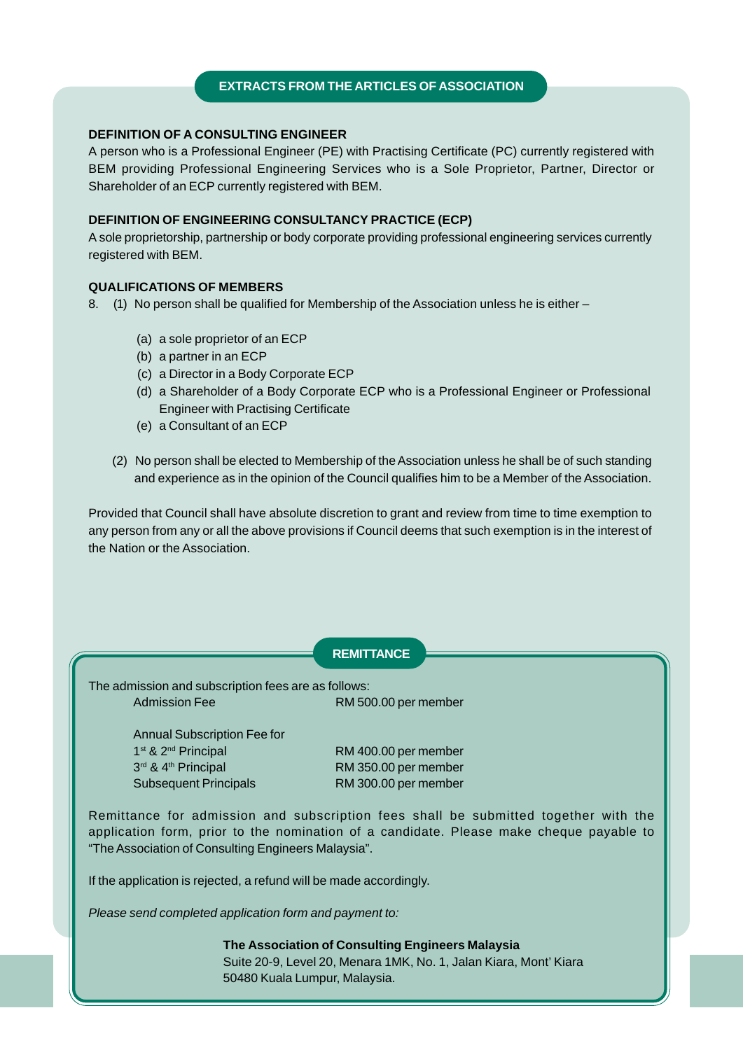## EXTRACTS FROM THE ARTICLES OF ASSOCIATION

**DEFINITION OF A CONSULTING ENGINEER**

A person who is a Professional Engineer (PE) with Practising Certificate (PC) currently registered with BEM providing Professional Engineering Services who is a Sole Proprietor, Partner, Director or Shareholder of an ECP currently registered with BEM.

**DEFINITION OF ENGINEERING CONSULTANCY PRACTICE (ECP)**

A sole proprietorship, partnership or body corporate providing professional engineering services currently registered with BEM.

**QUALIFICATIONS OF MEMBERS**

8. (1) No person shall be qualified for Membership of the Association unless he is either –

   (a) a sole proprietor of an ECP
   (b) a partner in an ECP
   (c) a Director in a Body Corporate ECP
   (d) a Shareholder of a Body Corporate ECP who is a Professional Engineer or Professional Engineer with Practising Certificate
   (e) a Consultant of an ECP

   (2) No person shall be elected to Membership of the Association unless he shall be of such standing and experience as in the opinion of the Council qualifies him to be a Member of the Association.

Provided that Council shall have absolute discretion to grant and review from time to time exemption to any person from any or all the above provisions if Council deems that such exemption is in the interest of the Nation or the Association.

## REMITTANCE

The admission and subscription fees are as follows:

| | |
|---|---|
| Admission Fee | RM 500.00 per member |
| Annual Subscription Fee for | |
| 1st & 2nd Principal | RM 400.00 per member |
| 3rd & 4th Principal | RM 350.00 per member |
| Subsequent Principals | RM 300.00 per member |

Remittance for admission and subscription fees shall be submitted together with the application form, prior to the nomination of a candidate. Please make cheque payable to "The Association of Consulting Engineers Malaysia".

If the application is rejected, a refund will be made accordingly.

*Please send completed application form and payment to:*

**The Association of Consulting Engineers Malaysia**
Suite 20-9, Level 20, Menara 1MK, No. 1, Jalan Kiara, Mont' Kiara
50480 Kuala Lumpur, Malaysia.